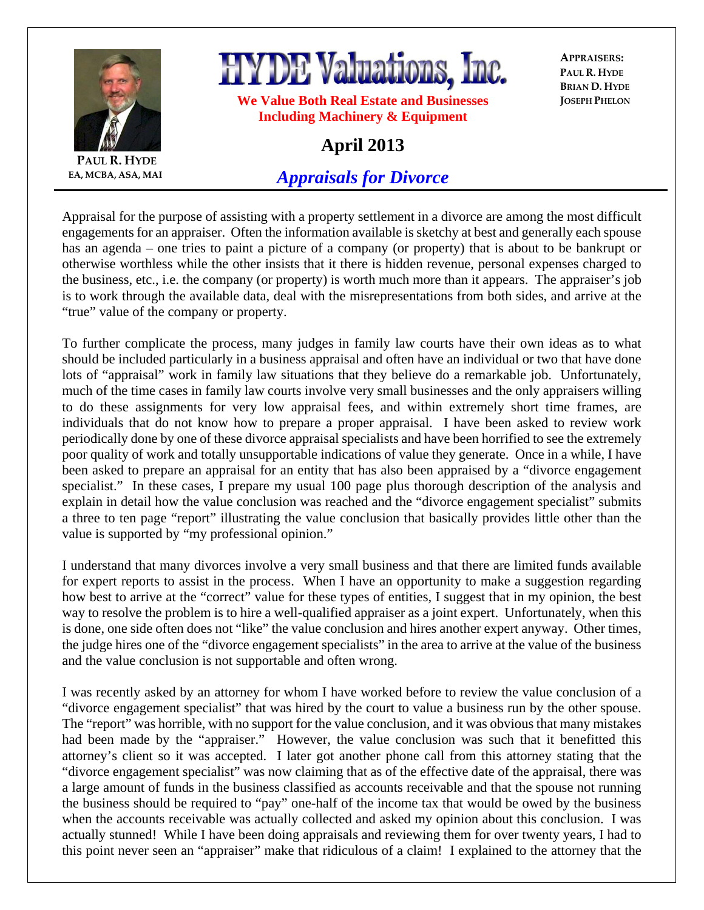PAUL R. HYDE
EA, MCBA, ASA, MAI

# HYDE Valuations, Inc.

**We Value Both Real Estate and Businesses Including Machinery & Equipment**

APPRAISERS:
PAUL R. HYDE
BRIAN D. HYDE
JOSEPH PHELON

## April 2013

## *Appraisals for Divorce*

Appraisal for the purpose of assisting with a property settlement in a divorce are among the most difficult engagements for an appraiser. Often the information available is sketchy at best and generally each spouse has an agenda – one tries to paint a picture of a company (or property) that is about to be bankrupt or otherwise worthless while the other insists that it there is hidden revenue, personal expenses charged to the business, etc., i.e. the company (or property) is worth much more than it appears. The appraiser's job is to work through the available data, deal with the misrepresentations from both sides, and arrive at the "true" value of the company or property.

To further complicate the process, many judges in family law courts have their own ideas as to what should be included particularly in a business appraisal and often have an individual or two that have done lots of "appraisal" work in family law situations that they believe do a remarkable job. Unfortunately, much of the time cases in family law courts involve very small businesses and the only appraisers willing to do these assignments for very low appraisal fees, and within extremely short time frames, are individuals that do not know how to prepare a proper appraisal. I have been asked to review work periodically done by one of these divorce appraisal specialists and have been horrified to see the extremely poor quality of work and totally unsupportable indications of value they generate. Once in a while, I have been asked to prepare an appraisal for an entity that has also been appraised by a "divorce engagement specialist." In these cases, I prepare my usual 100 page plus thorough description of the analysis and explain in detail how the value conclusion was reached and the "divorce engagement specialist" submits a three to ten page "report" illustrating the value conclusion that basically provides little other than the value is supported by "my professional opinion."

I understand that many divorces involve a very small business and that there are limited funds available for expert reports to assist in the process. When I have an opportunity to make a suggestion regarding how best to arrive at the "correct" value for these types of entities, I suggest that in my opinion, the best way to resolve the problem is to hire a well-qualified appraiser as a joint expert. Unfortunately, when this is done, one side often does not "like" the value conclusion and hires another expert anyway. Other times, the judge hires one of the "divorce engagement specialists" in the area to arrive at the value of the business and the value conclusion is not supportable and often wrong.

I was recently asked by an attorney for whom I have worked before to review the value conclusion of a "divorce engagement specialist" that was hired by the court to value a business run by the other spouse. The "report" was horrible, with no support for the value conclusion, and it was obvious that many mistakes had been made by the "appraiser." However, the value conclusion was such that it benefitted this attorney's client so it was accepted. I later got another phone call from this attorney stating that the "divorce engagement specialist" was now claiming that as of the effective date of the appraisal, there was a large amount of funds in the business classified as accounts receivable and that the spouse not running the business should be required to "pay" one-half of the income tax that would be owed by the business when the accounts receivable was actually collected and asked my opinion about this conclusion. I was actually stunned! While I have been doing appraisals and reviewing them for over twenty years, I had to this point never seen an "appraiser" make that ridiculous of a claim! I explained to the attorney that the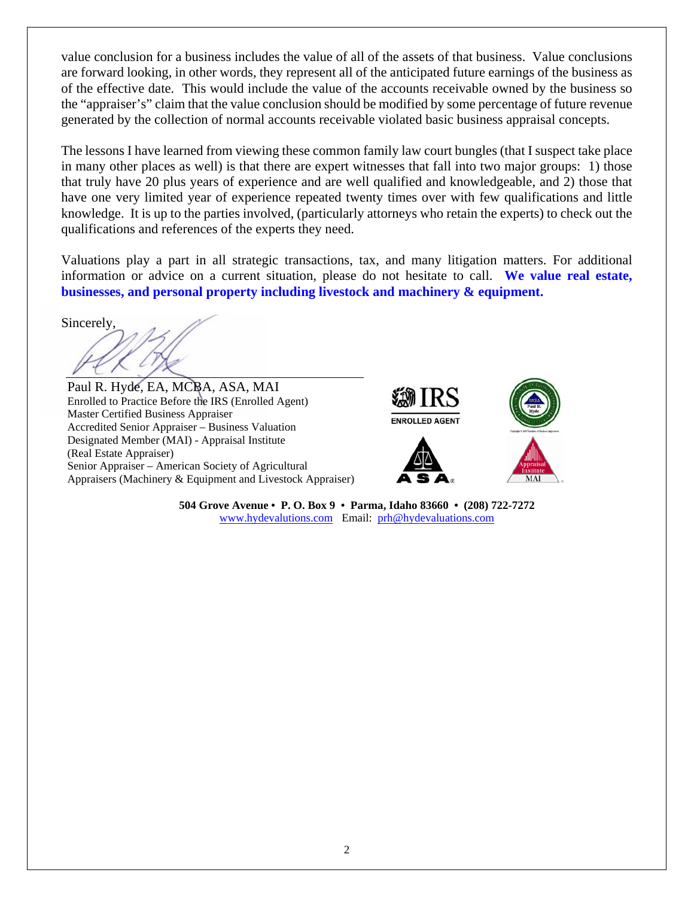value conclusion for a business includes the value of all of the assets of that business. Value conclusions are forward looking, in other words, they represent all of the anticipated future earnings of the business as of the effective date. This would include the value of the accounts receivable owned by the business so the "appraiser's" claim that the value conclusion should be modified by some percentage of future revenue generated by the collection of normal accounts receivable violated basic business appraisal concepts.

The lessons I have learned from viewing these common family law court bungles (that I suspect take place in many other places as well) is that there are expert witnesses that fall into two major groups: 1) those that truly have 20 plus years of experience and are well qualified and knowledgeable, and 2) those that have one very limited year of experience repeated twenty times over with few qualifications and little knowledge. It is up to the parties involved, (particularly attorneys who retain the experts) to check out the qualifications and references of the experts they need.

Valuations play a part in all strategic transactions, tax, and many litigation matters. For additional information or advice on a current situation, please do not hesitate to call. **We value real estate, businesses, and personal property including livestock and machinery & equipment.**

Sincerely,

Paul R. Hyde, EA, MCBA, ASA, MAI
Enrolled to Practice Before the IRS (Enrolled Agent)
Master Certified Business Appraiser
Accredited Senior Appraiser – Business Valuation
Designated Member (MAI) - Appraisal Institute
(Real Estate Appraiser)
Senior Appraiser – American Society of Agricultural
Appraisers (Machinery & Equipment and Livestock Appraiser)

IRS ENROLLED AGENT

ASA

MCBA Paul R. Hyde

Appraisal Institute MAI

**504 Grove Avenue • P. O. Box 9 • Parma, Idaho 83660 • (208) 722-7272**
www.hydevalutions.com Email: prh@hydevaluations.com